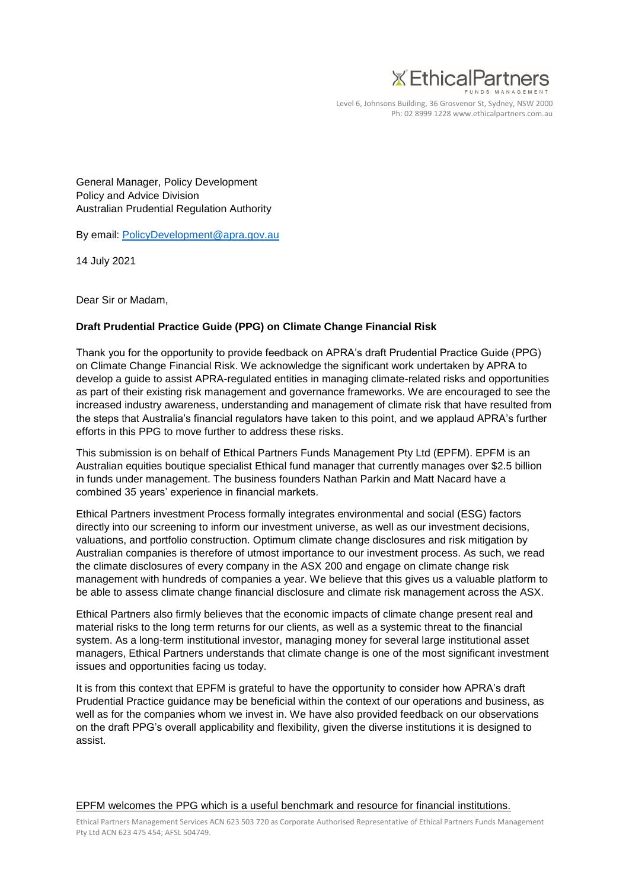Ethical Partners
FUNDS MANAGEMENT

Level 6, Johnsons Building, 36 Grosvenor St, Sydney, NSW 2000
Ph: 02 8999 1228 www.ethicalpartners.com.au

General Manager, Policy Development
Policy and Advice Division
Australian Prudential Regulation Authority

By email: PolicyDevelopment@apra.gov.au

14 July 2021

Dear Sir or Madam,

**Draft Prudential Practice Guide (PPG) on Climate Change Financial Risk**

Thank you for the opportunity to provide feedback on APRA's draft Prudential Practice Guide (PPG) on Climate Change Financial Risk. We acknowledge the significant work undertaken by APRA to develop a guide to assist APRA-regulated entities in managing climate-related risks and opportunities as part of their existing risk management and governance frameworks. We are encouraged to see the increased industry awareness, understanding and management of climate risk that have resulted from the steps that Australia's financial regulators have taken to this point, and we applaud APRA's further efforts in this PPG to move further to address these risks.

This submission is on behalf of Ethical Partners Funds Management Pty Ltd (EPFM). EPFM is an Australian equities boutique specialist Ethical fund manager that currently manages over $2.5 billion in funds under management. The business founders Nathan Parkin and Matt Nacard have a combined 35 years' experience in financial markets.

Ethical Partners investment Process formally integrates environmental and social (ESG) factors directly into our screening to inform our investment universe, as well as our investment decisions, valuations, and portfolio construction. Optimum climate change disclosures and risk mitigation by Australian companies is therefore of utmost importance to our investment process. As such, we read the climate disclosures of every company in the ASX 200 and engage on climate change risk management with hundreds of companies a year. We believe that this gives us a valuable platform to be able to assess climate change financial disclosure and climate risk management across the ASX.

Ethical Partners also firmly believes that the economic impacts of climate change present real and material risks to the long term returns for our clients, as well as a systemic threat to the financial system. As a long-term institutional investor, managing money for several large institutional asset managers, Ethical Partners understands that climate change is one of the most significant investment issues and opportunities facing us today.

It is from this context that EPFM is grateful to have the opportunity to consider how APRA's draft Prudential Practice guidance may be beneficial within the context of our operations and business, as well as for the companies whom we invest in. We have also provided feedback on our observations on the draft PPG's overall applicability and flexibility, given the diverse institutions it is designed to assist.

EPFM welcomes the PPG which is a useful benchmark and resource for financial institutions.

Ethical Partners Management Services ACN 623 503 720 as Corporate Authorised Representative of Ethical Partners Funds Management Pty Ltd ACN 623 475 454; AFSL 504749.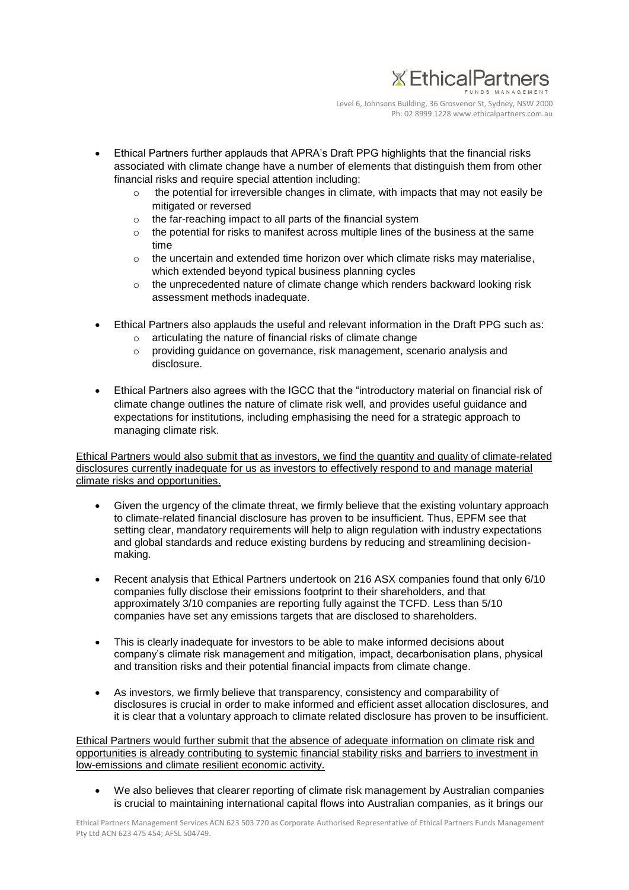- Ethical Partners further applauds that APRA's Draft PPG highlights that the financial risks associated with climate change have a number of elements that distinguish them from other financial risks and require special attention including:
  - the potential for irreversible changes in climate, with impacts that may not easily be mitigated or reversed
  - the far-reaching impact to all parts of the financial system
  - the potential for risks to manifest across multiple lines of the business at the same time
  - the uncertain and extended time horizon over which climate risks may materialise, which extended beyond typical business planning cycles
  - the unprecedented nature of climate change which renders backward looking risk assessment methods inadequate.

- Ethical Partners also applauds the useful and relevant information in the Draft PPG such as:
  - articulating the nature of financial risks of climate change
  - providing guidance on governance, risk management, scenario analysis and disclosure.

- Ethical Partners also agrees with the IGCC that the "introductory material on financial risk of climate change outlines the nature of climate risk well, and provides useful guidance and expectations for institutions, including emphasising the need for a strategic approach to managing climate risk.

<u>Ethical Partners would also submit that as investors, we find the quantity and quality of climate-related disclosures currently inadequate for us as investors to effectively respond to and manage material climate risks and opportunities.</u>

- Given the urgency of the climate threat, we firmly believe that the existing voluntary approach to climate-related financial disclosure has proven to be insufficient. Thus, EPFM see that setting clear, mandatory requirements will help to align regulation with industry expectations and global standards and reduce existing burdens by reducing and streamlining decision-making.

- Recent analysis that Ethical Partners undertook on 216 ASX companies found that only 6/10 companies fully disclose their emissions footprint to their shareholders, and that approximately 3/10 companies are reporting fully against the TCFD. Less than 5/10 companies have set any emissions targets that are disclosed to shareholders.

- This is clearly inadequate for investors to be able to make informed decisions about company's climate risk management and mitigation, impact, decarbonisation plans, physical and transition risks and their potential financial impacts from climate change.

- As investors, we firmly believe that transparency, consistency and comparability of disclosures is crucial in order to make informed and efficient asset allocation disclosures, and it is clear that a voluntary approach to climate related disclosure has proven to be insufficient.

<u>Ethical Partners would further submit that the absence of adequate information on climate risk and opportunities is already contributing to systemic financial stability risks and barriers to investment in low-emissions and climate resilient economic activity.</u>

- We also believes that clearer reporting of climate risk management by Australian companies is crucial to maintaining international capital flows into Australian companies, as it brings our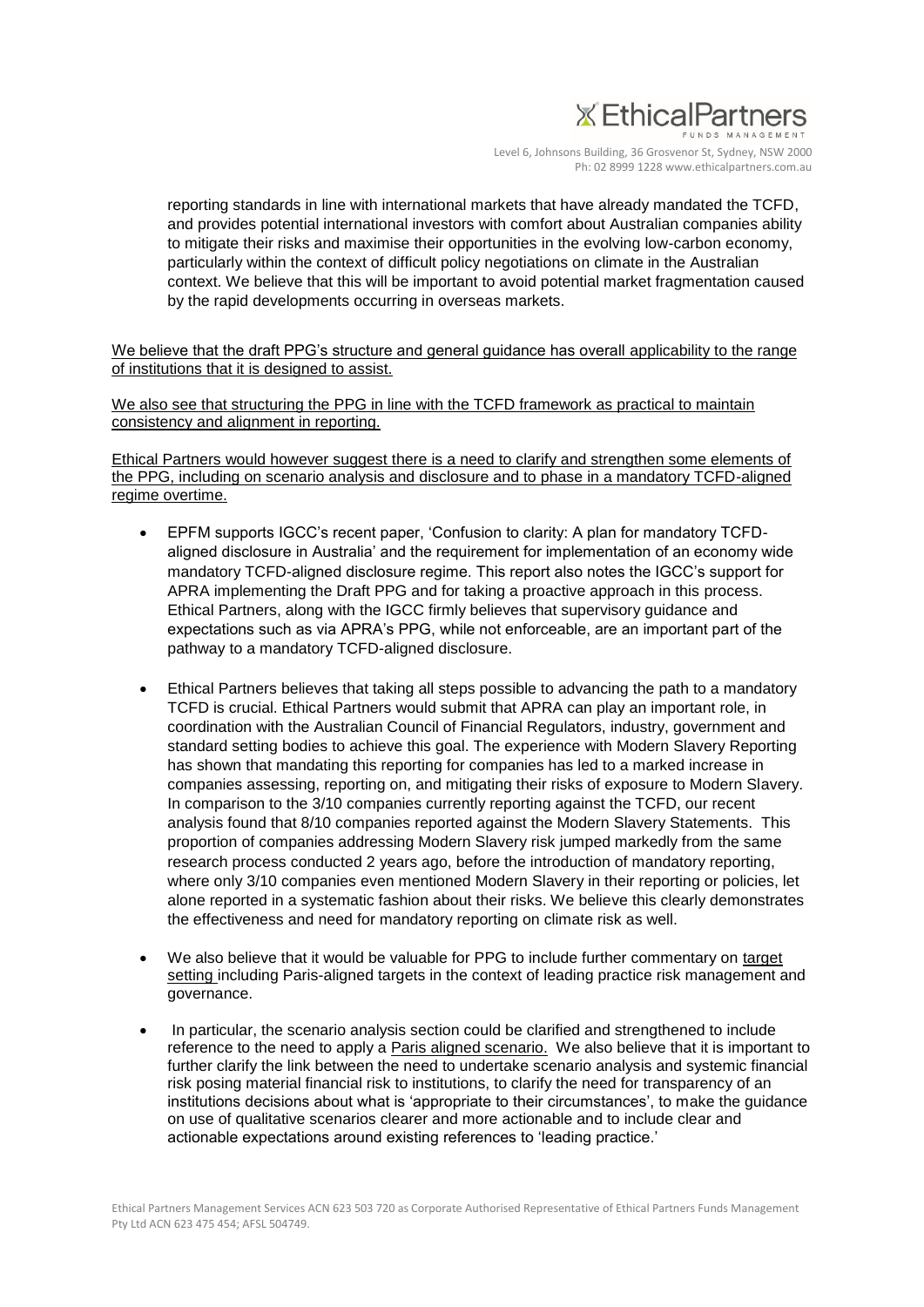reporting standards in line with international markets that have already mandated the TCFD, and provides potential international investors with comfort about Australian companies ability to mitigate their risks and maximise their opportunities in the evolving low-carbon economy, particularly within the context of difficult policy negotiations on climate in the Australian context. We believe that this will be important to avoid potential market fragmentation caused by the rapid developments occurring in overseas markets.

<u>We believe that the draft PPG's structure and general guidance has overall applicability to the range of institutions that it is designed to assist.</u>

<u>We also see that structuring the PPG in line with the TCFD framework as practical to maintain consistency and alignment in reporting.</u>

<u>Ethical Partners would however suggest there is a need to clarify and strengthen some elements of the PPG, including on scenario analysis and disclosure and to phase in a mandatory TCFD-aligned regime overtime.</u>

- EPFM supports IGCC's recent paper, 'Confusion to clarity: A plan for mandatory TCFD-aligned disclosure in Australia' and the requirement for implementation of an economy wide mandatory TCFD-aligned disclosure regime. This report also notes the IGCC's support for APRA implementing the Draft PPG and for taking a proactive approach in this process. Ethical Partners, along with the IGCC firmly believes that supervisory guidance and expectations such as via APRA's PPG, while not enforceable, are an important part of the pathway to a mandatory TCFD-aligned disclosure.

- Ethical Partners believes that taking all steps possible to advancing the path to a mandatory TCFD is crucial. Ethical Partners would submit that APRA can play an important role, in coordination with the Australian Council of Financial Regulators, industry, government and standard setting bodies to achieve this goal. The experience with Modern Slavery Reporting has shown that mandating this reporting for companies has led to a marked increase in companies assessing, reporting on, and mitigating their risks of exposure to Modern Slavery. In comparison to the 3/10 companies currently reporting against the TCFD, our recent analysis found that 8/10 companies reported against the Modern Slavery Statements. This proportion of companies addressing Modern Slavery risk jumped markedly from the same research process conducted 2 years ago, before the introduction of mandatory reporting, where only 3/10 companies even mentioned Modern Slavery in their reporting or policies, let alone reported in a systematic fashion about their risks. We believe this clearly demonstrates the effectiveness and need for mandatory reporting on climate risk as well.

- We also believe that it would be valuable for PPG to include further commentary on <u>target setting</u> including Paris-aligned targets in the context of leading practice risk management and governance.

- In particular, the scenario analysis section could be clarified and strengthened to include reference to the need to apply a <u>Paris aligned scenario.</u> We also believe that it is important to further clarify the link between the need to undertake scenario analysis and systemic financial risk posing material financial risk to institutions, to clarify the need for transparency of an institutions decisions about what is 'appropriate to their circumstances', to make the guidance on use of qualitative scenarios clearer and more actionable and to include clear and actionable expectations around existing references to 'leading practice.'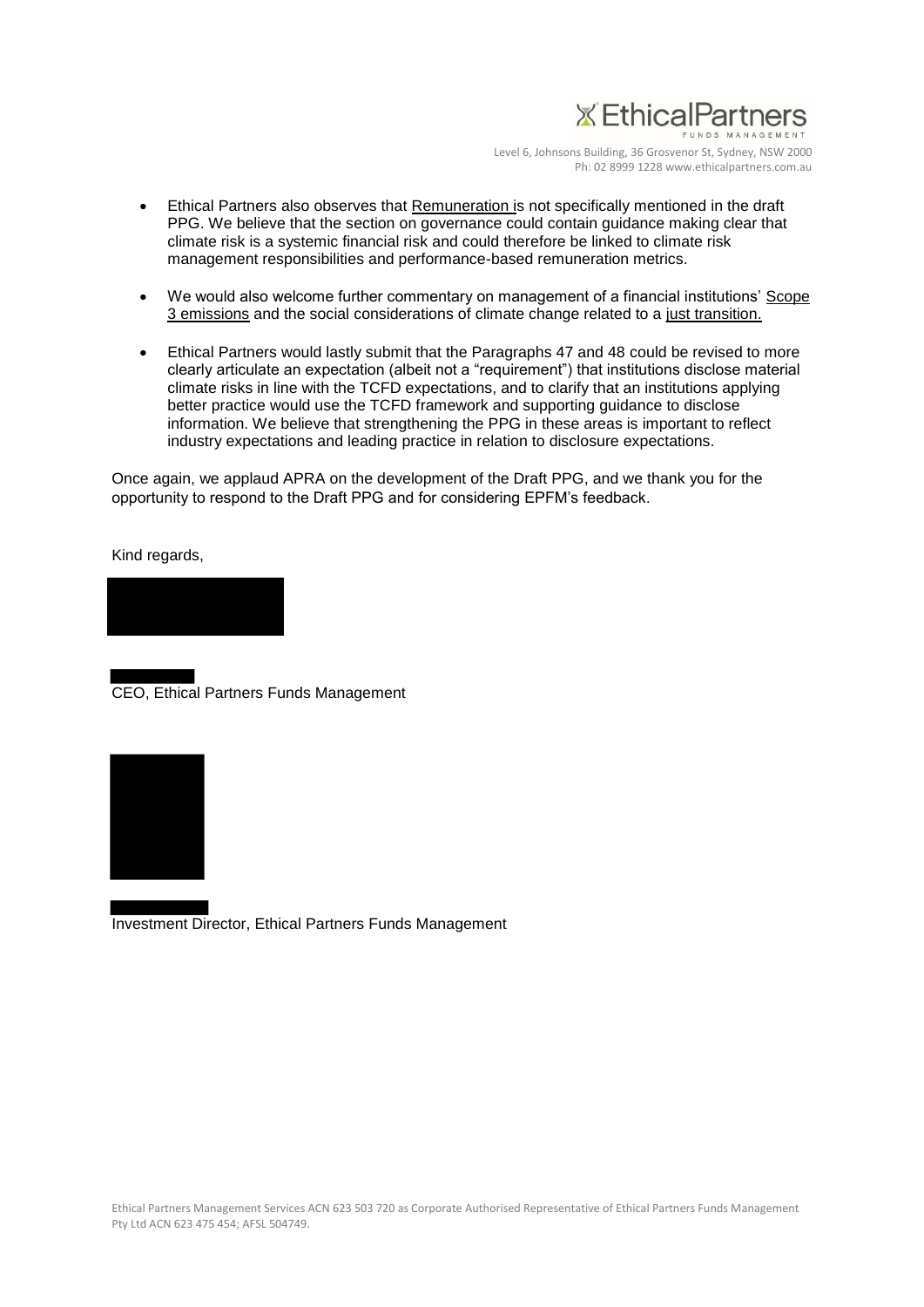- Ethical Partners also observes that Remuneration is not specifically mentioned in the draft PPG. We believe that the section on governance could contain guidance making clear that climate risk is a systemic financial risk and could therefore be linked to climate risk management responsibilities and performance-based remuneration metrics.
- We would also welcome further commentary on management of a financial institutions' Scope 3 emissions and the social considerations of climate change related to a just transition.
- Ethical Partners would lastly submit that the Paragraphs 47 and 48 could be revised to more clearly articulate an expectation (albeit not a "requirement") that institutions disclose material climate risks in line with the TCFD expectations, and to clarify that an institutions applying better practice would use the TCFD framework and supporting guidance to disclose information. We believe that strengthening the PPG in these areas is important to reflect industry expectations and leading practice in relation to disclosure expectations.

Once again, we applaud APRA on the development of the Draft PPG, and we thank you for the opportunity to respond to the Draft PPG and for considering EPFM's feedback.

Kind regards,

CEO, Ethical Partners Funds Management

Investment Director, Ethical Partners Funds Management